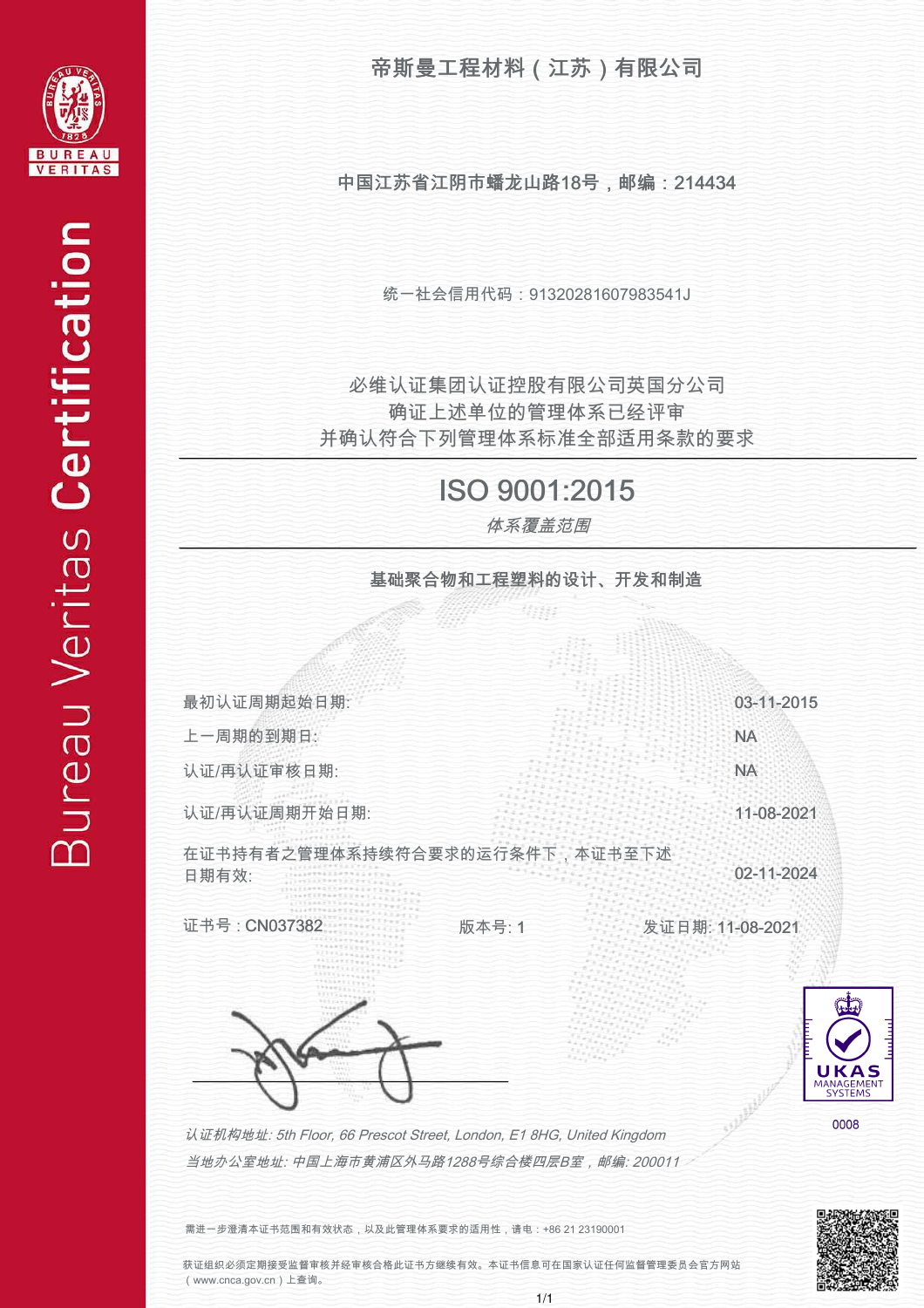Bureau Veritas Certification

# 帝斯曼工程材料（江苏）有限公司

中国江苏省江阴市蟠龙山路18号，邮编：214434

统一社会信用代码：91320281607983541J

必维认证集团认证控股有限公司英国分公司
确证上述单位的管理体系已经评审
并确认符合下列管理体系标准全部适用条款的要求

## ISO 9001:2015

*体系覆盖范围*

**基础聚合物和工程塑料的设计、开发和制造**

| | |
|---|---|
| 最初认证周期起始日期: | 03-11-2015 |
| 上一周期的到期日: | NA |
| 认证/再认证审核日期: | NA |
| 认证/再认证周期开始日期: | 11-08-2021 |
| 在证书持有者之管理体系持续符合要求的运行条件下，本证书至下述日期有效: | 02-11-2024 |

证书号：CN037382　　版本号: 1　　发证日期: 11-08-2021

UKAS MANAGEMENT SYSTEMS
0008

*认证机构地址: 5th Floor, 66 Prescot Street, London, E1 8HG, United Kingdom*

*当地办公室地址: 中国上海市黄浦区外马路1288号综合楼四层B室，邮编: 200011*

需进一步澄清本证书范围和有效状态，以及此管理体系要求的适用性，请电：+86 21 23190001

获证组织必须定期接受监督审核并经审核合格此证书方继续有效。本证书信息可在国家认证认可监督管理委员会官方网站（www.cnca.gov.cn）上查询。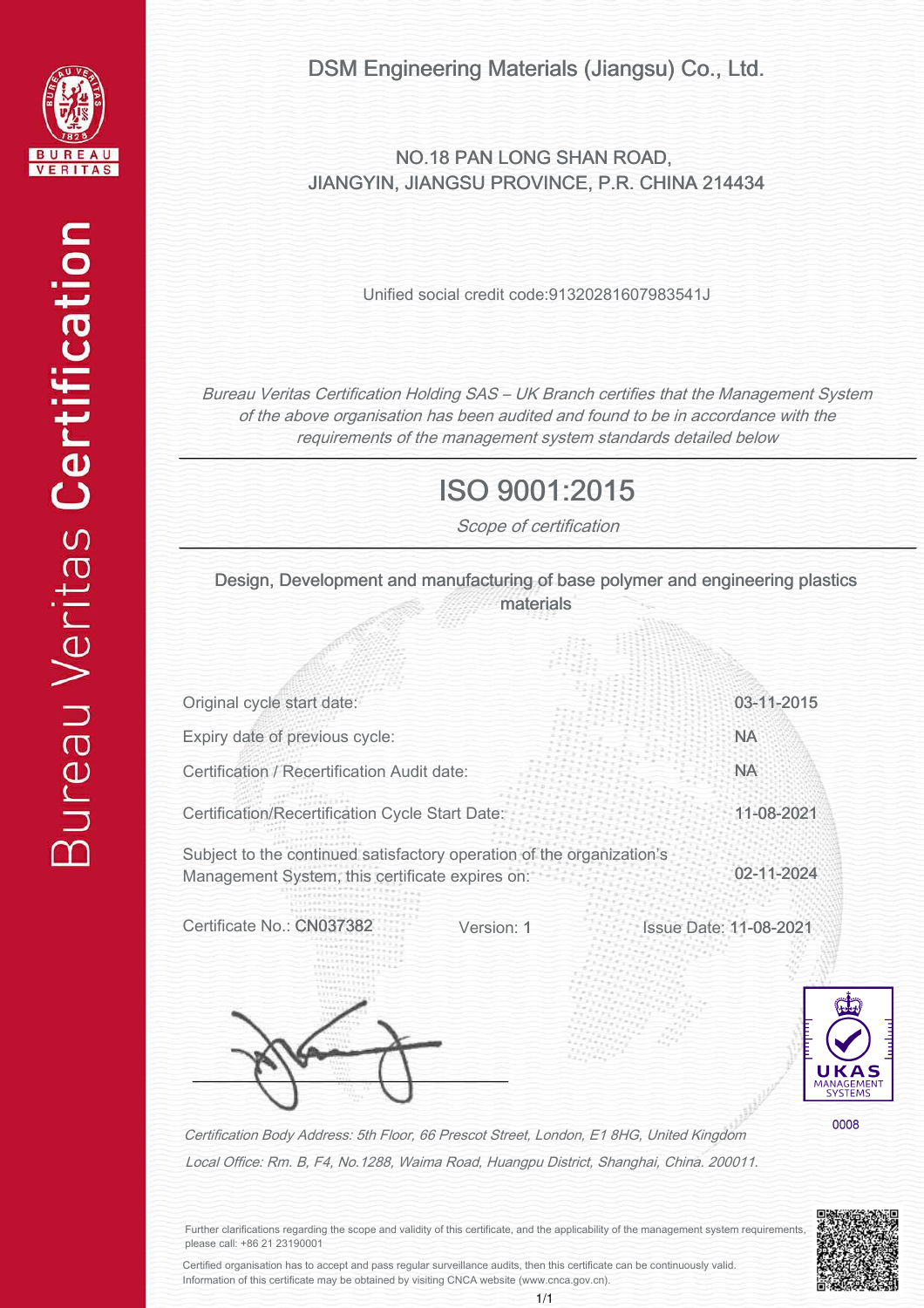Bureau Veritas Certification

# DSM Engineering Materials (Jiangsu) Co., Ltd.

NO.18 PAN LONG SHAN ROAD,
JIANGYIN, JIANGSU PROVINCE, P.R. CHINA 214434

Unified social credit code:91320281607983541J

*Bureau Veritas Certification Holding SAS – UK Branch certifies that the Management System of the above organisation has been audited and found to be in accordance with the requirements of the management system standards detailed below*

## ISO 9001:2015

*Scope of certification*

Design, Development and manufacturing of base polymer and engineering plastics materials

| | |
|---|---|
| Original cycle start date: | 03-11-2015 |
| Expiry date of previous cycle: | NA |
| Certification / Recertification Audit date: | NA |
| Certification/Recertification Cycle Start Date: | 11-08-2021 |
| Subject to the continued satisfactory operation of the organization's Management System, this certificate expires on: | 02-11-2024 |

Certificate No.: CN037382 Version: 1 Issue Date: 11-08-2021

UKAS MANAGEMENT SYSTEMS
0008

*Certification Body Address: 5th Floor, 66 Prescot Street, London, E1 8HG, United Kingdom*

*Local Office: Rm. B, F4, No.1288, Waima Road, Huangpu District, Shanghai, China. 200011.*

Further clarifications regarding the scope and validity of this certificate, and the applicability of the management system requirements, please call: +86 21 23190001

Certified organisation has to accept and pass regular surveillance audits, then this certificate can be continuously valid.
Information of this certificate may be obtained by visiting CNCA website (www.cnca.gov.cn).